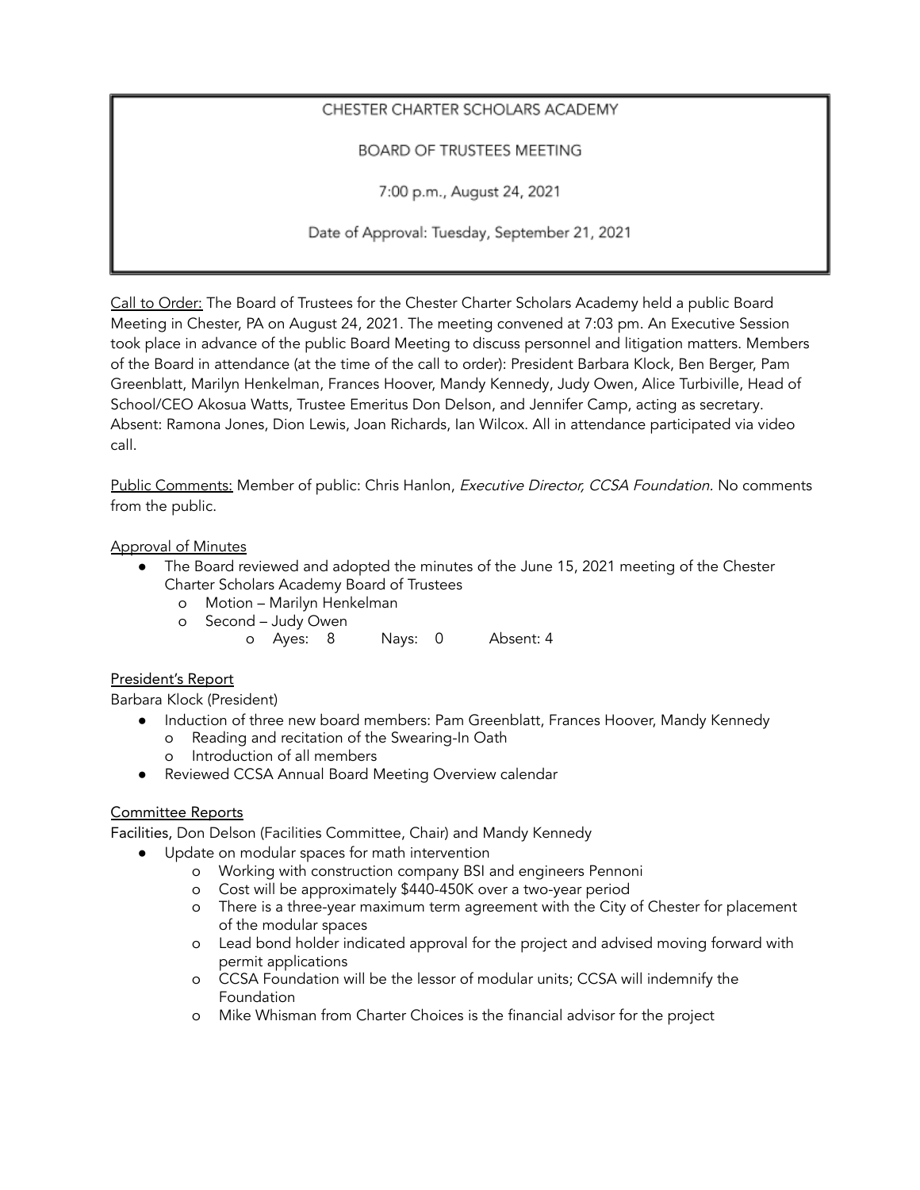CHESTER CHARTER SCHOLARS ACADEMY

BOARD OF TRUSTEES MEETING

7:00 p.m., August 24, 2021

Date of Approval: Tuesday, September 21, 2021

Call to Order: The Board of Trustees for the Chester Charter Scholars Academy held a public Board Meeting in Chester, PA on August 24, 2021. The meeting convened at 7:03 pm. An Executive Session took place in advance of the public Board Meeting to discuss personnel and litigation matters. Members of the Board in attendance (at the time of the call to order): President Barbara Klock, Ben Berger, Pam Greenblatt, Marilyn Henkelman, Frances Hoover, Mandy Kennedy, Judy Owen, Alice Turbiville, Head of School/CEO Akosua Watts, Trustee Emeritus Don Delson, and Jennifer Camp, acting as secretary. Absent: Ramona Jones, Dion Lewis, Joan Richards, Ian Wilcox. All in attendance participated via video call.

Public Comments: Member of public: Chris Hanlon, *Executive Director, CCSA Foundation.* No comments from the public.

Approval of Minutes

- The Board reviewed and adopted the minutes of the June 15, 2021 meeting of the Chester Charter Scholars Academy Board of Trustees
  - Motion – Marilyn Henkelman
  - Second – Judy Owen
    - Ayes: 8 Nays: 0 Absent: 4

President's Report

Barbara Klock (President)

- Induction of three new board members: Pam Greenblatt, Frances Hoover, Mandy Kennedy
  - Reading and recitation of the Swearing-In Oath
  - Introduction of all members
- Reviewed CCSA Annual Board Meeting Overview calendar

Committee Reports

**Facilities,** Don Delson (Facilities Committee, Chair) and Mandy Kennedy

- Update on modular spaces for math intervention
  - Working with construction company BSI and engineers Pennoni
  - Cost will be approximately $440-450K over a two-year period
  - There is a three-year maximum term agreement with the City of Chester for placement of the modular spaces
  - Lead bond holder indicated approval for the project and advised moving forward with permit applications
  - CCSA Foundation will be the lessor of modular units; CCSA will indemnify the Foundation
  - Mike Whisman from Charter Choices is the financial advisor for the project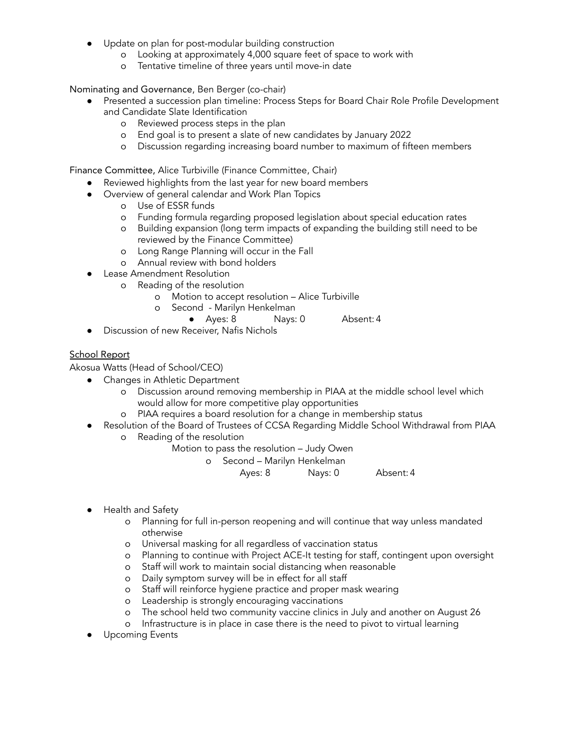- Update on plan for post-modular building construction
  - Looking at approximately 4,000 square feet of space to work with
  - Tentative timeline of three years until move-in date

Nominating and Governance, Ben Berger (co-chair)

- Presented a succession plan timeline: Process Steps for Board Chair Role Profile Development and Candidate Slate Identification
  - Reviewed process steps in the plan
  - End goal is to present a slate of new candidates by January 2022
  - Discussion regarding increasing board number to maximum of fifteen members

Finance Committee, Alice Turbiville (Finance Committee, Chair)

- Reviewed highlights from the last year for new board members
- Overview of general calendar and Work Plan Topics
  - Use of ESSR funds
  - Funding formula regarding proposed legislation about special education rates
  - Building expansion (long term impacts of expanding the building still need to be reviewed by the Finance Committee)
  - Long Range Planning will occur in the Fall
  - Annual review with bond holders
- Lease Amendment Resolution
  - Reading of the resolution
    - Motion to accept resolution – Alice Turbiville
    - Second - Marilyn Henkelman
      - Ayes: 8 Nays: 0 Absent: 4
- Discussion of new Receiver, Nafis Nichols

<u>School Report</u>

Akosua Watts (Head of School/CEO)

- Changes in Athletic Department
  - Discussion around removing membership in PIAA at the middle school level which would allow for more competitive play opportunities
  - PIAA requires a board resolution for a change in membership status
- Resolution of the Board of Trustees of CCSA Regarding Middle School Withdrawal from PIAA
  - Reading of the resolution

    Motion to pass the resolution – Judy Owen

    - Second – Marilyn Henkelman

      Ayes: 8 Nays: 0 Absent: 4

- Health and Safety
  - Planning for full in-person reopening and will continue that way unless mandated otherwise
  - Universal masking for all regardless of vaccination status
  - Planning to continue with Project ACE-It testing for staff, contingent upon oversight
  - Staff will work to maintain social distancing when reasonable
  - Daily symptom survey will be in effect for all staff
  - Staff will reinforce hygiene practice and proper mask wearing
  - Leadership is strongly encouraging vaccinations
  - The school held two community vaccine clinics in July and another on August 26
  - Infrastructure is in place in case there is the need to pivot to virtual learning
- Upcoming Events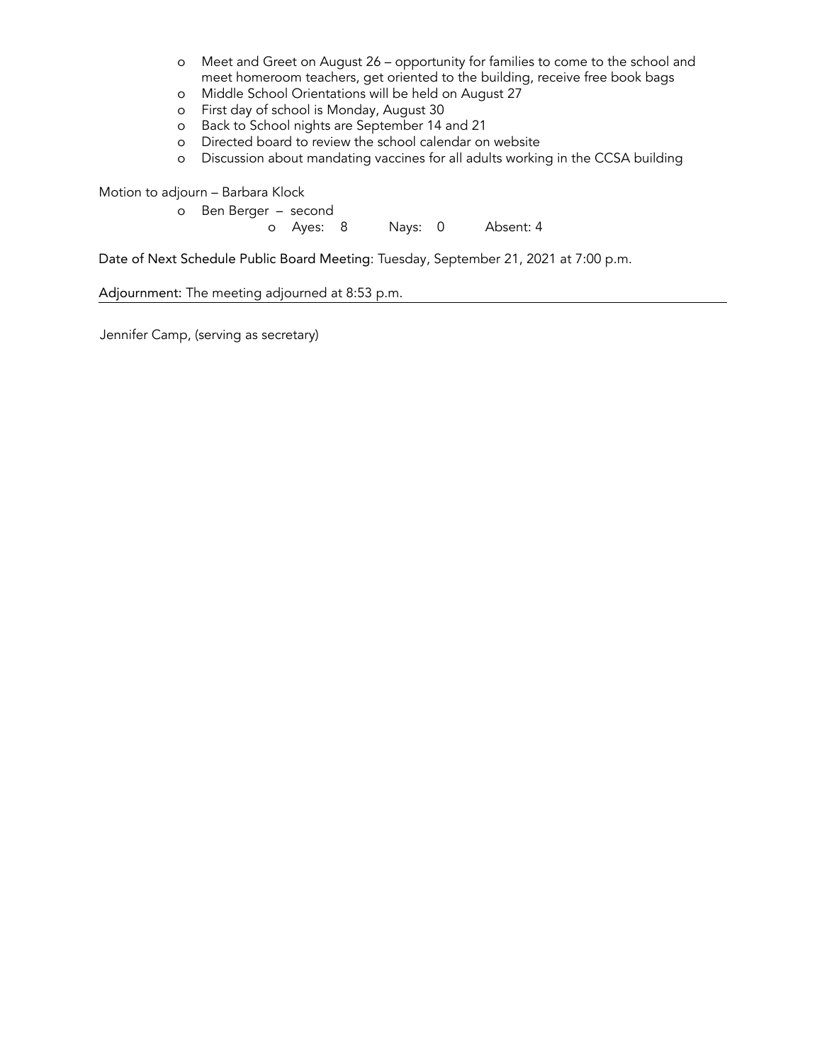- Meet and Greet on August 26 – opportunity for families to come to the school and meet homeroom teachers, get oriented to the building, receive free book bags
- Middle School Orientations will be held on August 27
- First day of school is Monday, August 30
- Back to School nights are September 14 and 21
- Directed board to review the school calendar on website
- Discussion about mandating vaccines for all adults working in the CCSA building

Motion to adjourn – Barbara Klock

- Ben Berger – second
  - Ayes: 8 Nays: 0 Absent: 4

Date of Next Schedule Public Board Meeting: Tuesday, September 21, 2021 at 7:00 p.m.

Adjournment: The meeting adjourned at 8:53 p.m.

---

Jennifer Camp, (serving as secretary)